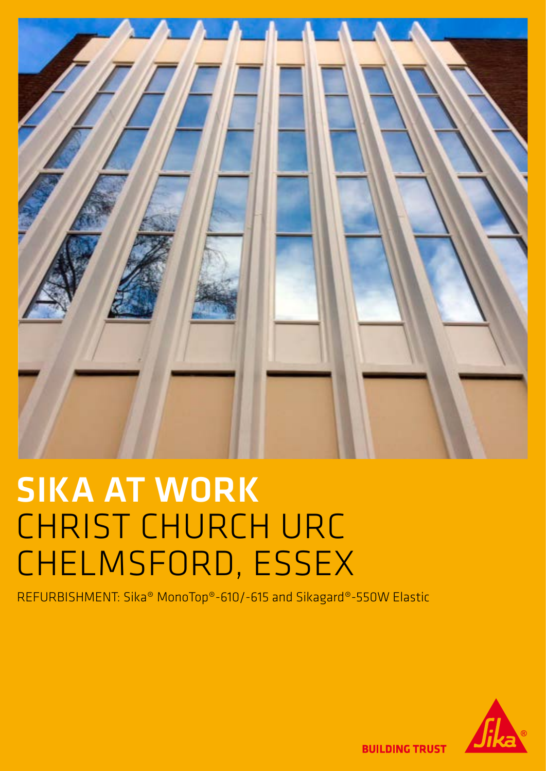# SIKA AT WORK
# CHRIST CHURCH URC CHELMSFORD, ESSEX

REFURBISHMENT: Sika® MonoTop®-610/-615 and Sikagard®-550W Elastic

BUILDING TRUST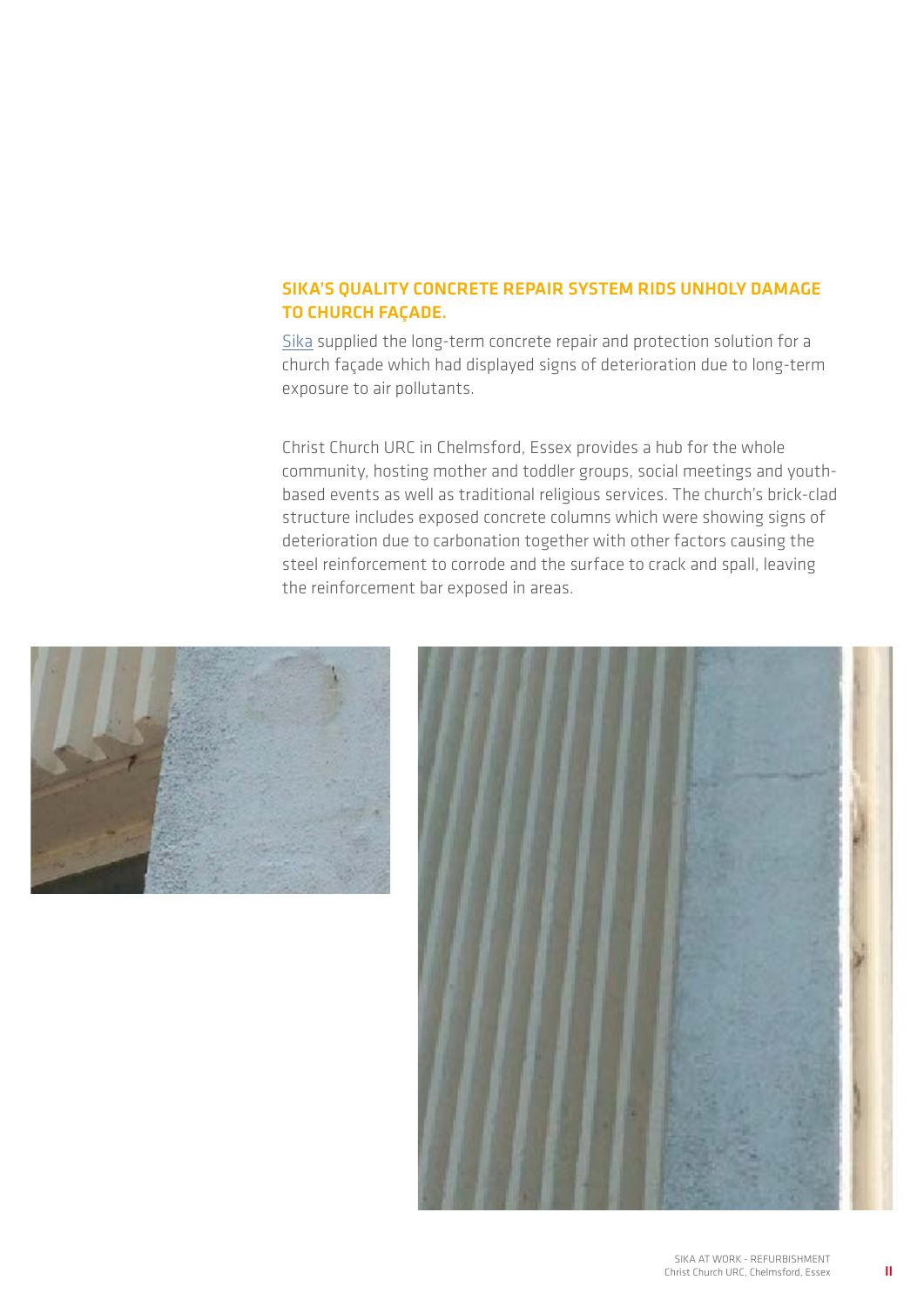## SIKA'S QUALITY CONCRETE REPAIR SYSTEM RIDS UNHOLY DAMAGE TO CHURCH FAÇADE.

Sika supplied the long-term concrete repair and protection solution for a church façade which had displayed signs of deterioration due to long-term exposure to air pollutants.

Christ Church URC in Chelmsford, Essex provides a hub for the whole community, hosting mother and toddler groups, social meetings and youth-based events as well as traditional religious services. The church's brick-clad structure includes exposed concrete columns which were showing signs of deterioration due to carbonation together with other factors causing the steel reinforcement to corrode and the surface to crack and spall, leaving the reinforcement bar exposed in areas.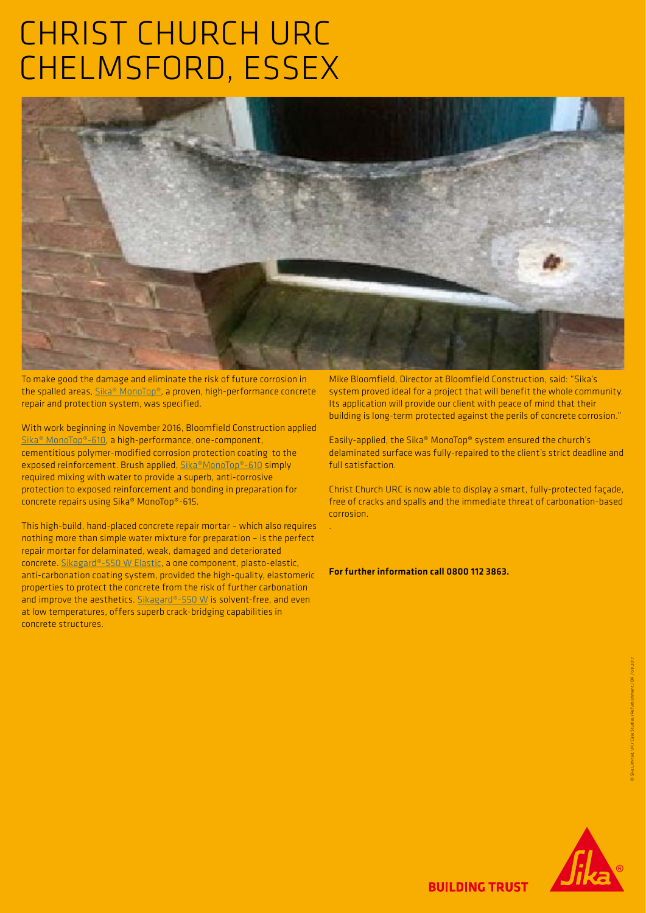# CHRIST CHURCH URC CHELMSFORD, ESSEX

To make good the damage and eliminate the risk of future corrosion in the spalled areas, Sika® MonoTop®, a proven, high-performance concrete repair and protection system, was specified.

With work beginning in November 2016, Bloomfield Construction applied Sika® MonoTop®-610, a high-performance, one-component, cementitious polymer-modified corrosion protection coating to the exposed reinforcement. Brush applied, Sika®MonoTop®-610 simply required mixing with water to provide a superb, anti-corrosive protection to exposed reinforcement and bonding in preparation for concrete repairs using Sika® MonoTop®-615.

This high-build, hand-placed concrete repair mortar – which also requires nothing more than simple water mixture for preparation – is the perfect repair mortar for delaminated, weak, damaged and deteriorated concrete. Sikagard®-550 W Elastic, a one component, plasto-elastic, anti-carbonation coating system, provided the high-quality, elastomeric properties to protect the concrete from the risk of further carbonation and improve the aesthetics. Sikagard®-550 W is solvent-free, and even at low temperatures, offers superb crack-bridging capabilities in concrete structures.

Mike Bloomfield, Director at Bloomfield Construction, said: "Sika's system proved ideal for a project that will benefit the whole community. Its application will provide our client with peace of mind that their building is long-term protected against the perils of concrete corrosion."

Easily-applied, the Sika® MonoTop® system ensured the church's delaminated surface was fully-repaired to the client's strict deadline and full satisfaction.

Christ Church URC is now able to display a smart, fully-protected façade, free of cracks and spalls and the immediate threat of carbonation-based corrosion.

**For further information call 0800 112 3863.**

© Sika Limited. UK / Case Studies / Refurbishment / SR / 08.2017

BUILDING TRUST